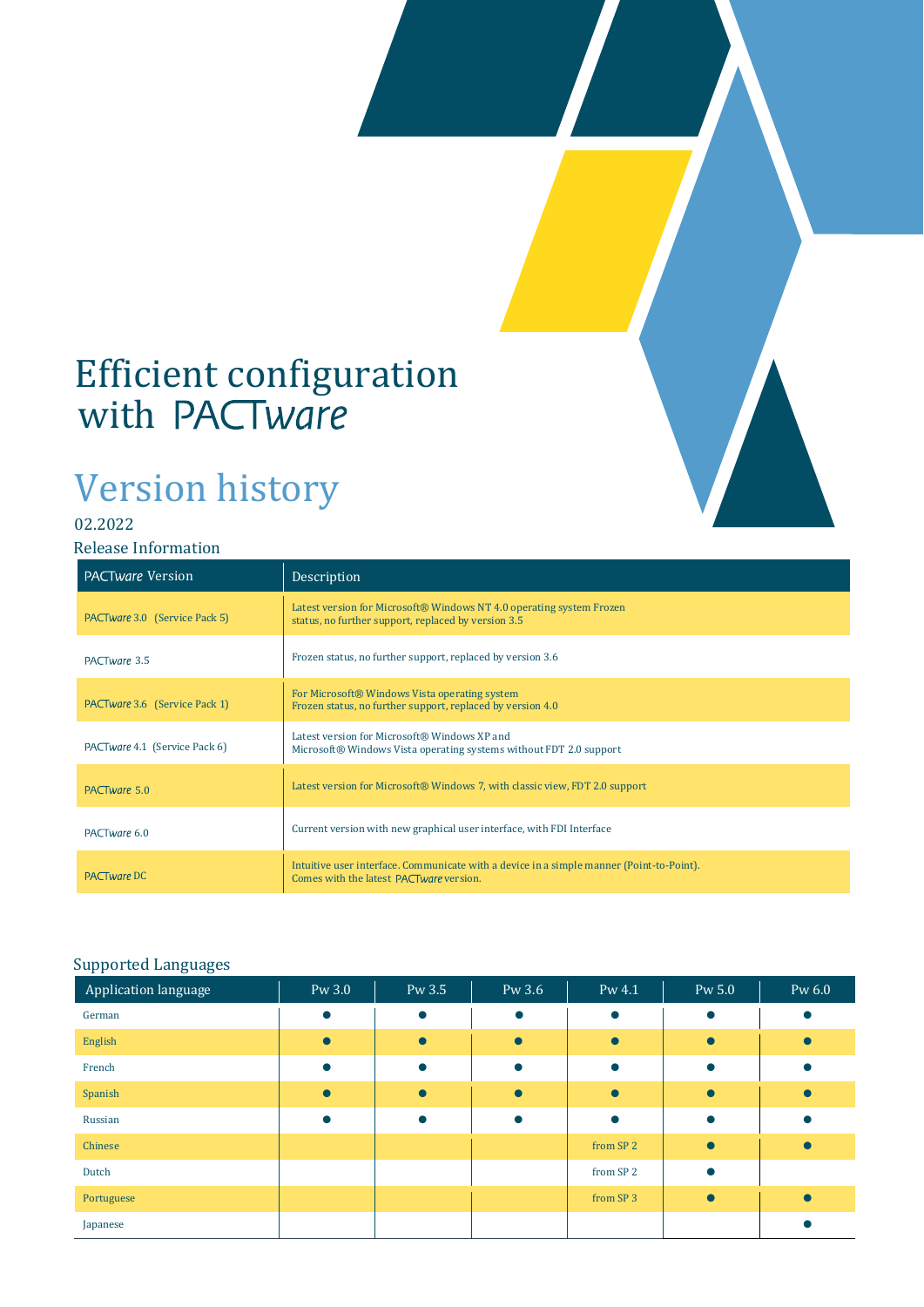# Efficient configuration with PACTware

## Version history

02.2022

### Release Information

| PACTware Version | Description |
|---|---|
| PACTware 3.0 (Service Pack 5) | Latest version for Microsoft® Windows NT 4.0 operating system Frozen status, no further support, replaced by version 3.5 |
| PACTware 3.5 | Frozen status, no further support, replaced by version 3.6 |
| PACTware 3.6 (Service Pack 1) | For Microsoft® Windows Vista operating system<br>Frozen status, no further support, replaced by version 4.0 |
| PACTware 4.1 (Service Pack 6) | Latest version for Microsoft® Windows XP and<br>Microsoft® Windows Vista operating systems without FDT 2.0 support |
| PACTware 5.0 | Latest version for Microsoft® Windows 7, with classic view, FDT 2.0 support |
| PACTware 6.0 | Current version with new graphical user interface, with FDI Interface |
| PACTware DC | Intuitive user interface. Communicate with a device in a simple manner (Point-to-Point).<br>Comes with the latest PACTware version. |

### Supported Languages

| Application language | Pw 3.0 | Pw 3.5 | Pw 3.6 | Pw 4.1 | Pw 5.0 | Pw 6.0 |
|---|---|---|---|---|---|---|
| German | ● | ● | ● | ● | ● | ● |
| English | ● | ● | ● | ● | ● | ● |
| French | ● | ● | ● | ● | ● | ● |
| Spanish | ● | ● | ● | ● | ● | ● |
| Russian | ● | ● | ● | ● | ● | ● |
| Chinese | | | | from SP 2 | ● | ● |
| Dutch | | | | from SP 2 | ● | |
| Portuguese | | | | from SP 3 | ● | ● |
| Japanese | | | | | | ● |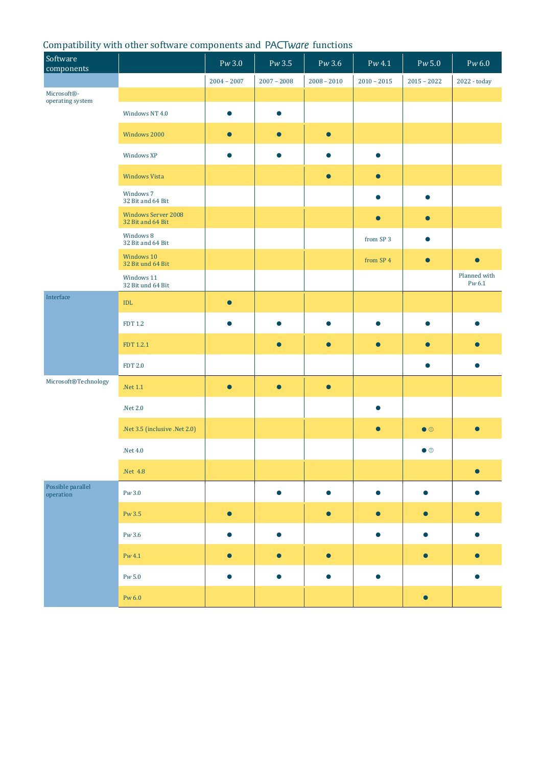## Compatibility with other software components and PACTware functions

| Software components | | Pw 3.0 | Pw 3.5 | Pw 3.6 | Pw 4.1 | Pw 5.0 | Pw 6.0 |
|---|---|---|---|---|---|---|---|
| | | 2004 – 2007 | 2007 – 2008 | 2008 – 2010 | 2010 – 2015 | 2015 – 2022 | 2022 - today |
| Microsoft®-operating system | | | | | | | |
| | Windows NT 4.0 | ● | ● | | | | |
| | Windows 2000 | ● | ● | ● | | | |
| | Windows XP | ● | ● | ● | ● | | |
| | Windows Vista | | | ● | ● | | |
| | Windows 7 32 Bit and 64 Bit | | | | ● | ● | |
| | Windows Server 2008 32 Bit and 64 Bit | | | | ● | ● | |
| | Windows 8 32 Bit and 64 Bit | | | | from SP 3 | ● | |
| | Windows 10 32 Bit und 64 Bit | | | | from SP 4 | ● | ● |
| | Windows 11 32 Bit und 64 Bit | | | | | | Planned with Pw 6.1 |
| Interface | IDL | ● | | | | | |
| | FDT 1.2 | ● | ● | ● | ● | ● | ● |
| | FDT 1.2.1 | | ● | ● | ● | ● | ● |
| | FDT 2.0 | | | | | ● | ● |
| Microsoft®Technology | .Net 1.1 | ● | ● | ● | | | |
| | .Net 2.0 | | | | ● | | |
| | .Net 3.5 (inclusive .Net 2.0) | | | | ● | ● ① | ● |
| | .Net 4.0 | | | | | ● ① | |
| | .Net 4.8 | | | | | | ● |
| Possible parallel operation | Pw 3.0 | | ● | ● | ● | ● | ● |
| | Pw 3.5 | ● | | ● | ● | ● | ● |
| | Pw 3.6 | ● | ● | | ● | ● | ● |
| | Pw 4.1 | ● | ● | ● | | ● | ● |
| | Pw 5.0 | ● | ● | ● | ● | | ● |
| | Pw 6.0 | | | | | ● | |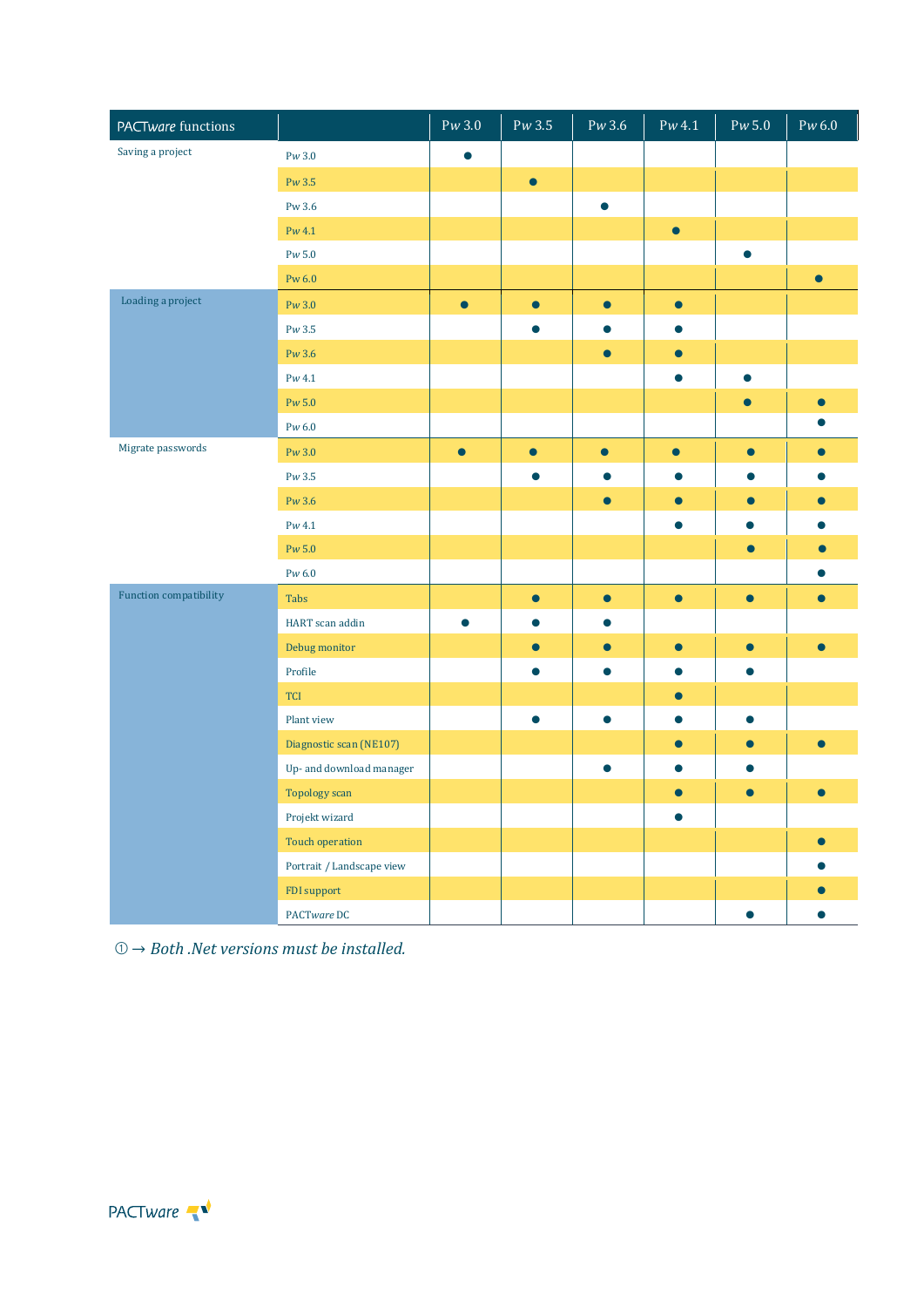| PACT*ware* functions | | *Pw* 3.0 | *Pw* 3.5 | *Pw* 3.6 | *Pw* 4.1 | *Pw* 5.0 | *Pw* 6.0 |
|---|---|---|---|---|---|---|---|
| Saving a project | *Pw* 3.0 | ● | | | | | |
| | *Pw* 3.5 | | ● | | | | |
| | *Pw* 3.6 | | | ● | | | |
| | *Pw* 4.1 | | | | ● | | |
| | *Pw* 5.0 | | | | | ● | |
| | *Pw* 6.0 | | | | | | ● |
| Loading a project | *Pw* 3.0 | ● | ● | ● | ● | | |
| | *Pw* 3.5 | | ● | ● | ● | | |
| | *Pw* 3.6 | | | ● | ● | | |
| | *Pw* 4.1 | | | | ● | ● | |
| | *Pw* 5.0 | | | | | ● | ● |
| | *Pw* 6.0 | | | | | | ● |
| Migrate passwords | *Pw* 3.0 | ● | ● | ● | ● | ● | ● |
| | *Pw* 3.5 | | ● | ● | ● | ● | ● |
| | *Pw* 3.6 | | | ● | ● | ● | ● |
| | *Pw* 4.1 | | | | ● | ● | ● |
| | *Pw* 5.0 | | | | | ● | ● |
| | *Pw* 6.0 | | | | | | ● |
| Function compatibility | Tabs | | ● | ● | ● | ● | ● |
| | HART scan addin | ● | ● | ● | | | |
| | Debug monitor | | ● | ● | ● | ● | ● |
| | Profile | | ● | ● | ● | ● | |
| | TCI | | | | ● | | |
| | Plant view | | ● | ● | ● | ● | |
| | Diagnostic scan (NE107) | | | | ● | ● | ● |
| | Up- and download manager | | | ● | ● | ● | |
| | Topology scan | | | | ● | ● | ● |
| | Projekt wizard | | | | ● | | |
| | Touch operation | | | | | | ● |
| | Portrait / Landscape view | | | | | | ● |
| | FDI support | | | | | | ● |
| | PACT*ware* DC | | | | | ● | ● |

① → *Both .Net versions must be installed.*